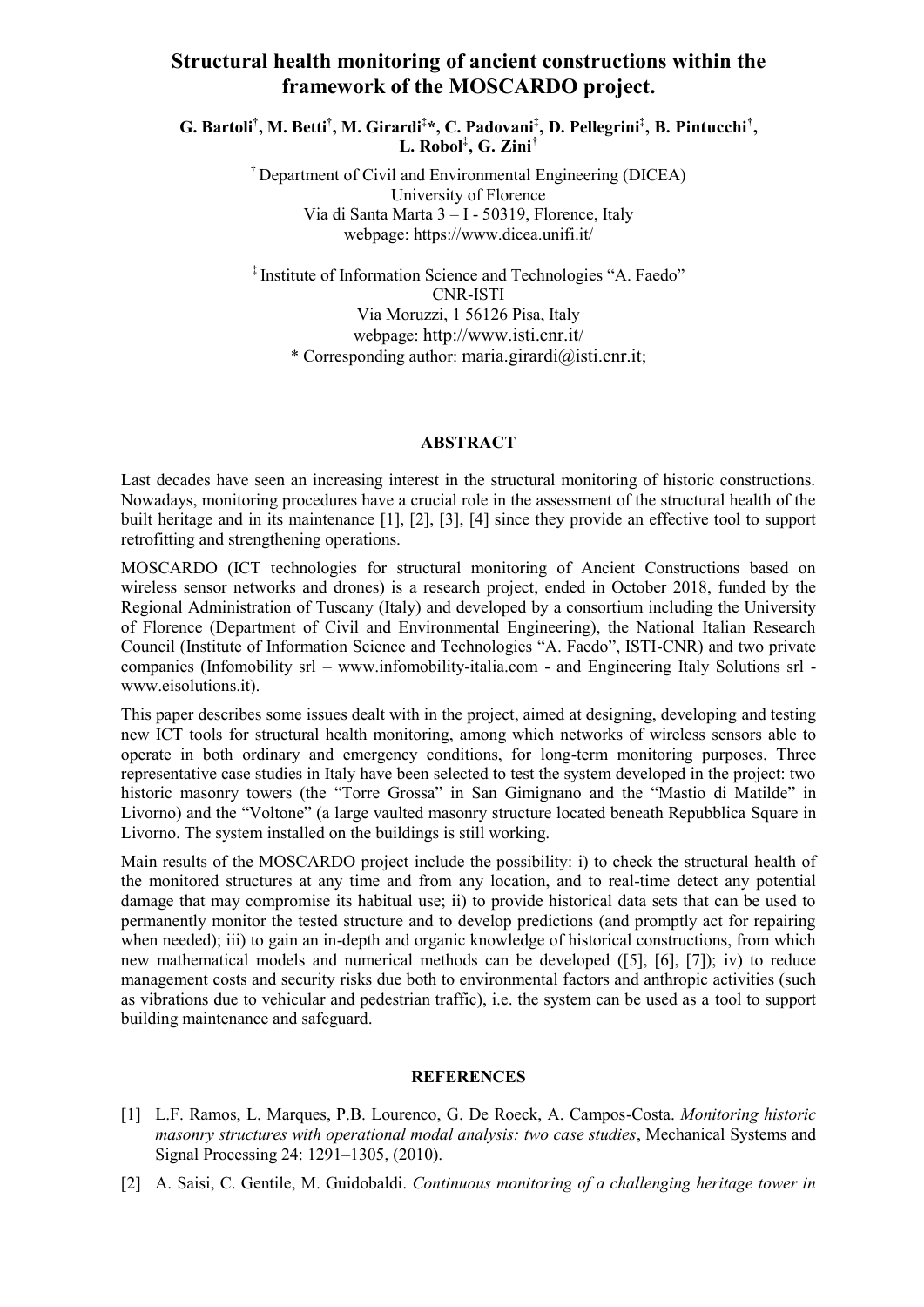# Structural health monitoring of ancient constructions within the framework of the MOSCARDO project.

**G. Bartoli†, M. Betti†, M. Girardi‡\*, C. Padovani‡, D. Pellegrini‡, B. Pintucchi†, L. Robol‡, G. Zini†**

† Department of Civil and Environmental Engineering (DICEA)
University of Florence
Via di Santa Marta 3 – I - 50319, Florence, Italy
webpage: https://www.dicea.unifi.it/

‡ Institute of Information Science and Technologies "A. Faedo"
CNR-ISTI
Via Moruzzi, 1 56126 Pisa, Italy
webpage: http://www.isti.cnr.it/
\* Corresponding author: maria.girardi@isti.cnr.it;

## ABSTRACT

Last decades have seen an increasing interest in the structural monitoring of historic constructions. Nowadays, monitoring procedures have a crucial role in the assessment of the structural health of the built heritage and in its maintenance [1], [2], [3], [4] since they provide an effective tool to support retrofitting and strengthening operations.

MOSCARDO (ICT technologies for structural monitoring of Ancient Constructions based on wireless sensor networks and drones) is a research project, ended in October 2018, funded by the Regional Administration of Tuscany (Italy) and developed by a consortium including the University of Florence (Department of Civil and Environmental Engineering), the National Italian Research Council (Institute of Information Science and Technologies "A. Faedo", ISTI-CNR) and two private companies (Infomobility srl – www.infomobility-italia.com - and Engineering Italy Solutions srl - www.eisolutions.it).

This paper describes some issues dealt with in the project, aimed at designing, developing and testing new ICT tools for structural health monitoring, among which networks of wireless sensors able to operate in both ordinary and emergency conditions, for long-term monitoring purposes. Three representative case studies in Italy have been selected to test the system developed in the project: two historic masonry towers (the "Torre Grossa" in San Gimignano and the "Mastio di Matilde" in Livorno) and the "Voltone" (a large vaulted masonry structure located beneath Repubblica Square in Livorno. The system installed on the buildings is still working.

Main results of the MOSCARDO project include the possibility: i) to check the structural health of the monitored structures at any time and from any location, and to real-time detect any potential damage that may compromise its habitual use; ii) to provide historical data sets that can be used to permanently monitor the tested structure and to develop predictions (and promptly act for repairing when needed); iii) to gain an in-depth and organic knowledge of historical constructions, from which new mathematical models and numerical methods can be developed ([5], [6], [7]); iv) to reduce management costs and security risks due both to environmental factors and anthropic activities (such as vibrations due to vehicular and pedestrian traffic), i.e. the system can be used as a tool to support building maintenance and safeguard.

## REFERENCES

[1] L.F. Ramos, L. Marques, P.B. Lourenco, G. De Roeck, A. Campos-Costa. *Monitoring historic masonry structures with operational modal analysis: two case studies*, Mechanical Systems and Signal Processing 24: 1291–1305, (2010).

[2] A. Saisi, C. Gentile, M. Guidobaldi. *Continuous monitoring of a challenging heritage tower in*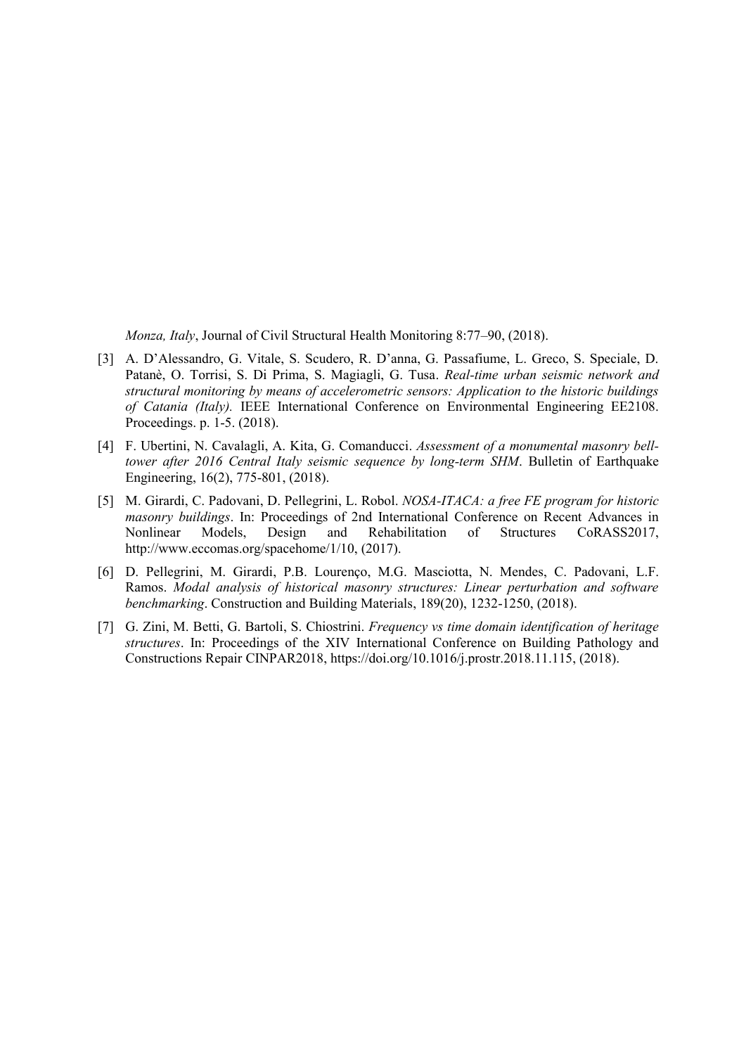*Monza, Italy*, Journal of Civil Structural Health Monitoring 8:77–90, (2018).

[3] A. D'Alessandro, G. Vitale, S. Scudero, R. D'anna, G. Passafiume, L. Greco, S. Speciale, D. Patanè, O. Torrisi, S. Di Prima, S. Magiagli, G. Tusa. *Real-time urban seismic network and structural monitoring by means of accelerometric sensors: Application to the historic buildings of Catania (Italy).* IEEE International Conference on Environmental Engineering EE2108. Proceedings. p. 1-5. (2018).

[4] F. Ubertini, N. Cavalagli, A. Kita, G. Comanducci. *Assessment of a monumental masonry bell-tower after 2016 Central Italy seismic sequence by long-term SHM*. Bulletin of Earthquake Engineering, 16(2), 775-801, (2018).

[5] M. Girardi, C. Padovani, D. Pellegrini, L. Robol. *NOSA-ITACA: a free FE program for historic masonry buildings*. In: Proceedings of 2nd International Conference on Recent Advances in Nonlinear Models, Design and Rehabilitation of Structures CoRASS2017, http://www.eccomas.org/spacehome/1/10, (2017).

[6] D. Pellegrini, M. Girardi, P.B. Lourenço, M.G. Masciotta, N. Mendes, C. Padovani, L.F. Ramos. *Modal analysis of historical masonry structures: Linear perturbation and software benchmarking*. Construction and Building Materials, 189(20), 1232-1250, (2018).

[7] G. Zini, M. Betti, G. Bartoli, S. Chiostrini. *Frequency vs time domain identification of heritage structures*. In: Proceedings of the XIV International Conference on Building Pathology and Constructions Repair CINPAR2018, https://doi.org/10.1016/j.prostr.2018.11.115, (2018).